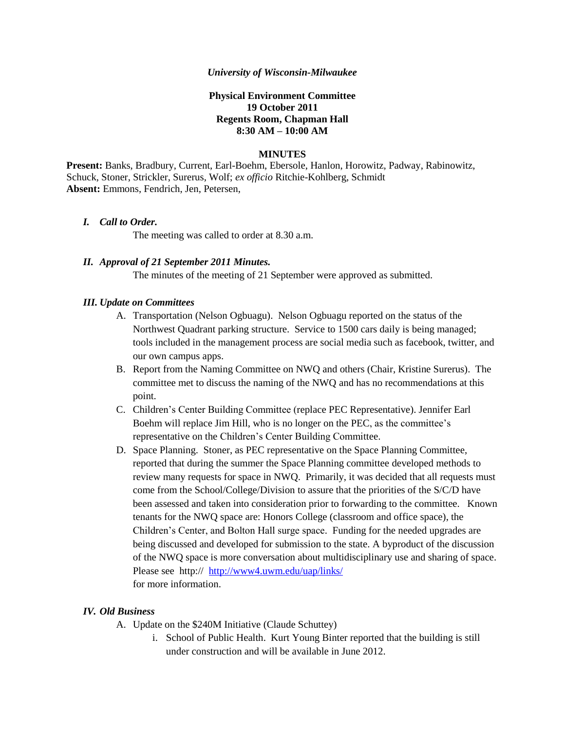*University of Wisconsin-Milwaukee*

**Physical Environment Committee**
**19 October 2011**
**Regents Room, Chapman Hall**
**8:30 AM – 10:00 AM**

**MINUTES**

**Present:** Banks, Bradbury, Current, Earl-Boehm, Ebersole, Hanlon, Horowitz, Padway, Rabinowitz, Schuck, Stoner, Strickler, Surerus, Wolf; *ex officio* Ritchie-Kohlberg, Schmidt
**Absent:** Emmons, Fendrich, Jen, Petersen,

### *I. Call to Order.*

The meeting was called to order at 8.30 a.m.

### *II. Approval of 21 September 2011 Minutes.*

The minutes of the meeting of 21 September were approved as submitted.

### *III. Update on Committees*

A. Transportation (Nelson Ogbuagu). Nelson Ogbuagu reported on the status of the Northwest Quadrant parking structure. Service to 1500 cars daily is being managed; tools included in the management process are social media such as facebook, twitter, and our own campus apps.

B. Report from the Naming Committee on NWQ and others (Chair, Kristine Surerus). The committee met to discuss the naming of the NWQ and has no recommendations at this point.

C. Children's Center Building Committee (replace PEC Representative). Jennifer Earl Boehm will replace Jim Hill, who is no longer on the PEC, as the committee's representative on the Children's Center Building Committee.

D. Space Planning. Stoner, as PEC representative on the Space Planning Committee, reported that during the summer the Space Planning committee developed methods to review many requests for space in NWQ. Primarily, it was decided that all requests must come from the School/College/Division to assure that the priorities of the S/C/D have been assessed and taken into consideration prior to forwarding to the committee. Known tenants for the NWQ space are: Honors College (classroom and office space), the Children's Center, and Bolton Hall surge space. Funding for the needed upgrades are being discussed and developed for submission to the state. A byproduct of the discussion of the NWQ space is more conversation about multidisciplinary use and sharing of space. Please see http:// http://www4.uwm.edu/uap/links/ for more information.

### *IV. Old Business*

A. Update on the $240M Initiative (Claude Schuttey)

i. School of Public Health. Kurt Young Binter reported that the building is still under construction and will be available in June 2012.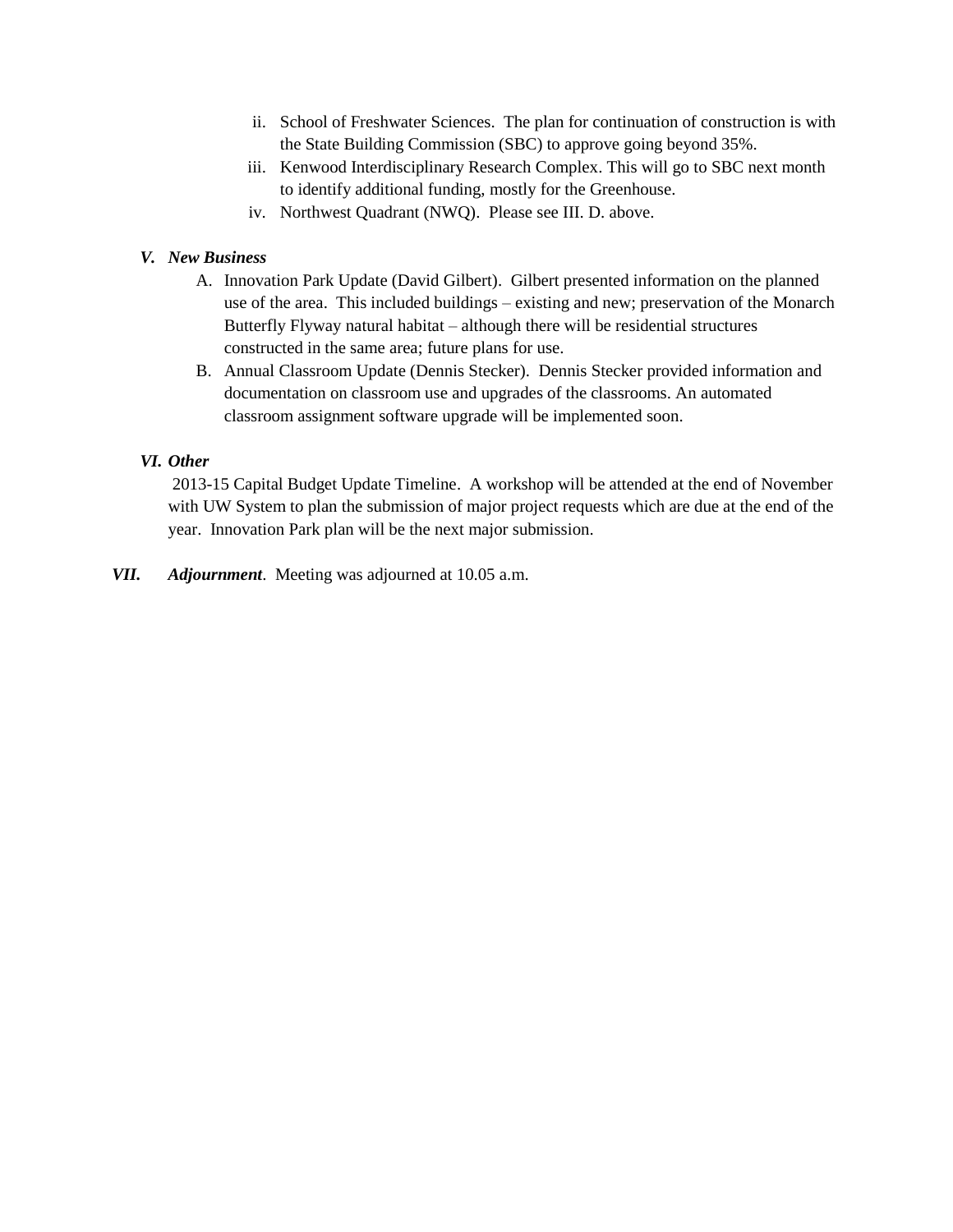ii. School of Freshwater Sciences. The plan for continuation of construction is with the State Building Commission (SBC) to approve going beyond 35%.

iii. Kenwood Interdisciplinary Research Complex. This will go to SBC next month to identify additional funding, mostly for the Greenhouse.

iv. Northwest Quadrant (NWQ). Please see III. D. above.

***V. New Business***

A. Innovation Park Update (David Gilbert). Gilbert presented information on the planned use of the area. This included buildings – existing and new; preservation of the Monarch Butterfly Flyway natural habitat – although there will be residential structures constructed in the same area; future plans for use.

B. Annual Classroom Update (Dennis Stecker). Dennis Stecker provided information and documentation on classroom use and upgrades of the classrooms. An automated classroom assignment software upgrade will be implemented soon.

***VI. Other***

2013-15 Capital Budget Update Timeline. A workshop will be attended at the end of November with UW System to plan the submission of major project requests which are due at the end of the year. Innovation Park plan will be the next major submission.

***VII. Adjournment***. Meeting was adjourned at 10.05 a.m.